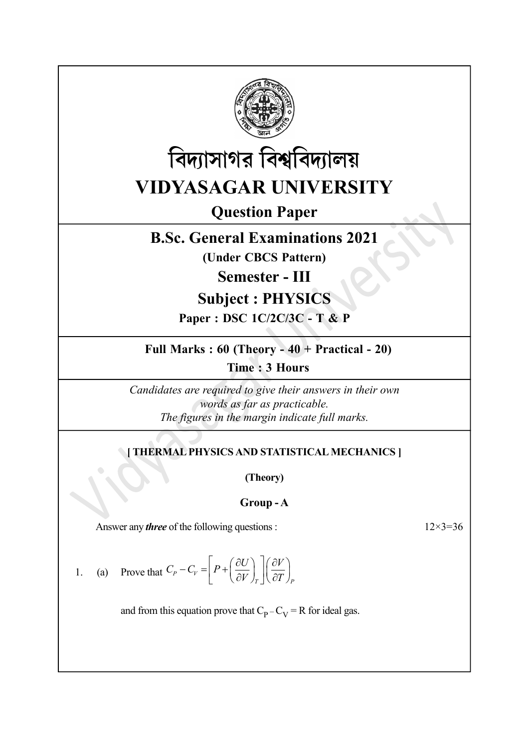# বিদ্যাসাগর বিশ্ববিদ্যালয়

# VIDYASAGAR UNIVERSITY

## Question Paper

## B.Sc. General Examinations 2021

**(Under CBCS Pattern)**

## Semester - III

## Subject : PHYSICS

**Paper : DSC 1C/2C/3C - T & P**

**Full Marks : 60 (Theory - 40 + Practical - 20)**

**Time : 3 Hours**

*Candidates are required to give their answers in their own words as far as practicable.*
*The figures in the margin indicate full marks.*

**[ THERMAL PHYSICS AND STATISTICAL MECHANICS ]**

**(Theory)**

**Group - A**

Answer any ***three*** of the following questions : 12×3=36

1. (a) Prove that $C_P - C_V = \left[ P + \left( \frac{\partial U}{\partial V} \right)_T \right] \left( \frac{\partial V}{\partial T} \right)_P$

and from this equation prove that $C_P - C_V = R$ for ideal gas.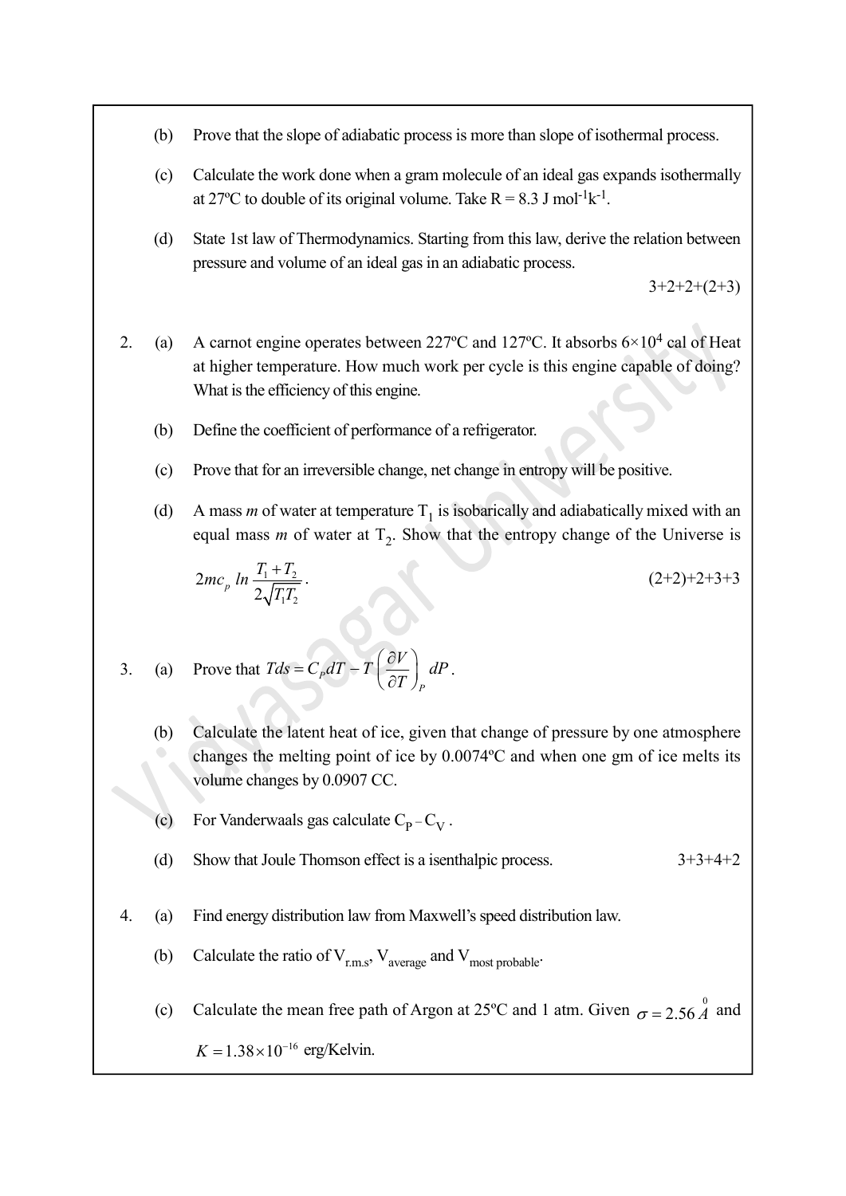(b) Prove that the slope of adiabatic process is more than slope of isothermal process.

(c) Calculate the work done when a gram molecule of an ideal gas expands isothermally at 27ºC to double of its original volume. Take R = 8.3 J $mol^{-1}k^{-1}$.

(d) State 1st law of Thermodynamics. Starting from this law, derive the relation between pressure and volume of an ideal gas in an adiabatic process.

3+2+2+(2+3)

2. (a) A carnot engine operates between 227ºC and 127ºC. It absorbs $6\times10^4$ cal of Heat at higher temperature. How much work per cycle is this engine capable of doing? What is the efficiency of this engine.

(b) Define the coefficient of performance of a refrigerator.

(c) Prove that for an irreversible change, net change in entropy will be positive.

(d) A mass *m* of water at temperature $T_1$ is isobarically and adiabatically mixed with an equal mass *m* of water at $T_2$. Show that the entropy change of the Universe is $2mc_p \ln \frac{T_1+T_2}{2\sqrt{T_1T_2}}$.

(2+2)+2+3+3

3. (a) Prove that $Tds = C_P dT - T\left(\frac{\partial V}{\partial T}\right)_P dP$.

(b) Calculate the latent heat of ice, given that change of pressure by one atmosphere changes the melting point of ice by 0.0074ºC and when one gm of ice melts its volume changes by 0.0907 CC.

(c) For Vanderwaals gas calculate $C_P - C_V$.

(d) Show that Joule Thomson effect is a isenthalpic process.

3+3+4+2

4. (a) Find energy distribution law from Maxwell's speed distribution law.

(b) Calculate the ratio of $V_{r.m.s}$, $V_{average}$ and $V_{most\ probable}$.

(c) Calculate the mean free path of Argon at 25ºC and 1 atm. Given $\sigma = 2.56\ \overset{0}{A}$ and $K = 1.38\times10^{-16}$ erg/Kelvin.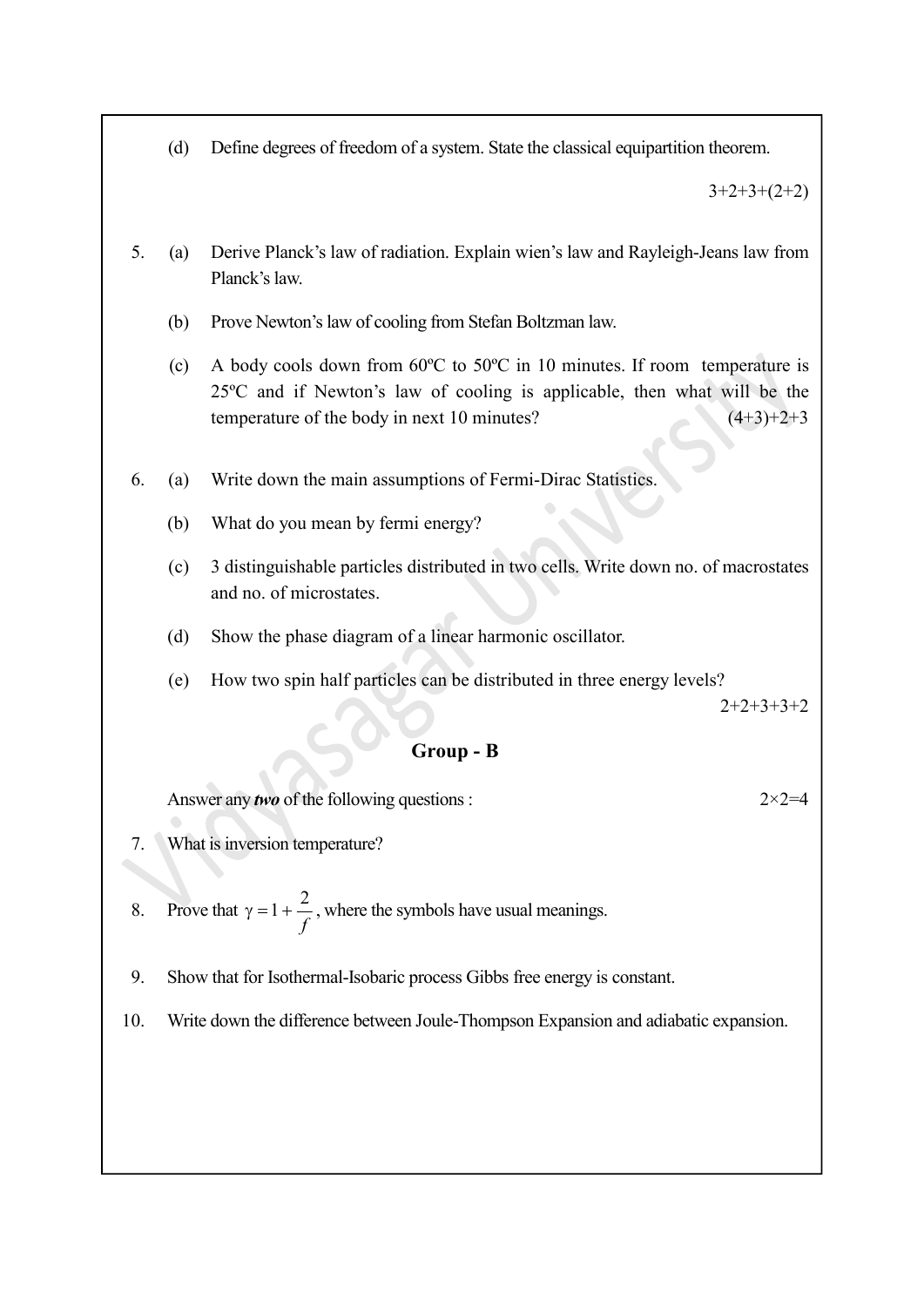(d) Define degrees of freedom of a system. State the classical equipartition theorem.

3+2+3+(2+2)

5. (a) Derive Planck's law of radiation. Explain wien's law and Rayleigh-Jeans law from Planck's law.

   (b) Prove Newton's law of cooling from Stefan Boltzman law.

   (c) A body cools down from 60ºC to 50ºC in 10 minutes. If room temperature is 25ºC and if Newton's law of cooling is applicable, then what will be the temperature of the body in next 10 minutes? (4+3)+2+3

6. (a) Write down the main assumptions of Fermi-Dirac Statistics.

   (b) What do you mean by fermi energy?

   (c) 3 distinguishable particles distributed in two cells. Write down no. of macrostates and no. of microstates.

   (d) Show the phase diagram of a linear harmonic oscillator.

   (e) How two spin half particles can be distributed in three energy levels?

2+2+3+3+2

## Group - B

Answer any ***two*** of the following questions : 2×2=4

7. What is inversion temperature?

8. Prove that $\gamma = 1 + \frac{2}{f}$, where the symbols have usual meanings.

9. Show that for Isothermal-Isobaric process Gibbs free energy is constant.

10. Write down the difference between Joule-Thompson Expansion and adiabatic expansion.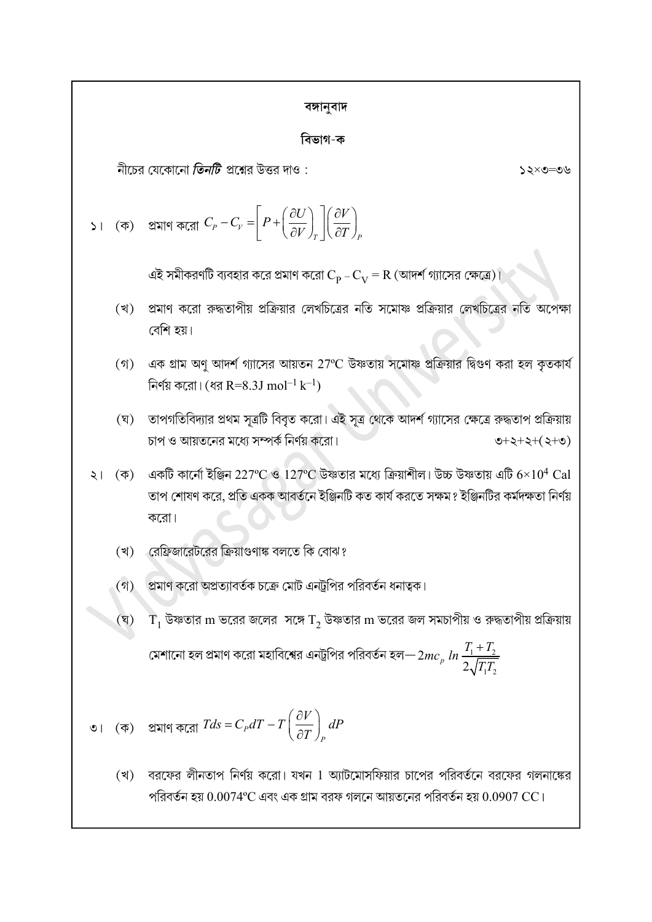## বঙ্গানুবাদ

### বিভাগ-ক

নীচের যেকোনো ***তিনটি*** প্রশ্নের উত্তর দাও : ১২×৩=৩৬

১। (ক) প্রমাণ করো $C_P - C_V = \left[P + \left(\frac{\partial U}{\partial V}\right)_T\right]\left(\frac{\partial V}{\partial T}\right)_P$

এই সমীকরণটি ব্যবহার করে প্রমাণ করো $C_P - C_V = R$ (আদর্শ গ্যাসের ক্ষেত্রে)।

(খ) প্রমাণ করো রুদ্ধতাপীয় প্রক্রিয়ার লেখচিত্রের নতি সমোষ্ণ প্রক্রিয়ার লেখচিত্রের নতি অপেক্ষা বেশি হয়।

(গ) এক গ্রাম অণু আদর্শ গ্যাসের আয়তন 27ºC উষ্ণতায় সমোষ্ণ প্রক্রিয়ার দ্বিগুণ করা হল কৃতকার্য নির্ণয় করো। (ধর $R=8.3\text{J mol}^{-1}\text{ k}^{-1}$)

(ঘ) তাপগতিবিদ্যার প্রথম সূত্রটি বিবৃত করো। এই সূত্র থেকে আদর্শ গ্যাসের ক্ষেত্রে রুদ্ধতাপ প্রক্রিয়ায় চাপ ও আয়তনের মধ্যে সম্পর্ক নির্ণয় করো। ৩+২+২+(২+৩)

২। (ক) একটি কার্নো ইঞ্জিন 227ºC ও 127ºC উষ্ণতার মধ্যে ক্রিয়াশীল। উচ্চ উষ্ণতায় এটি $6\times10^4$ Cal তাপ শোষণ করে, প্রতি একক আবর্তনে ইঞ্জিনটি কত কার্য করতে সক্ষম? ইঞ্জিনটির কর্মদক্ষতা নির্ণয় করো।

(খ) রেফ্রিজারেটরের ক্রিয়াগুণাঙ্ক বলতে কি বোঝ?

(গ) প্রমাণ করো অপ্রত্যাবর্তক চক্রে মোট এনট্রপির পরিবর্তন ধনাত্মক।

(ঘ) $T_1$ উষ্ণতার m ভরের জলের সঙ্গে $T_2$ উষ্ণতার m ভরের জল সমচাপীয় ও রুদ্ধতাপীয় প্রক্রিয়ায় মেশানো হল প্রমাণ করো মহাবিশ্বের এনট্রপির পরিবর্তন হল— $2mc_p \ln \frac{T_1+T_2}{2\sqrt{T_1T_2}}$

৩। (ক) প্রমাণ করো $Tds = C_P dT - T\left(\frac{\partial V}{\partial T}\right)_P dP$

(খ) বরফের লীনতাপ নির্ণয় করো। যখন 1 অ্যাটমোসফিয়ার চাপের পরিবর্তনে বরফের গলনাঙ্কের পরিবর্তন হয় 0.0074ºC এবং এক গ্রাম বরফ গলনে আয়তনের পরিবর্তন হয় 0.0907 CC।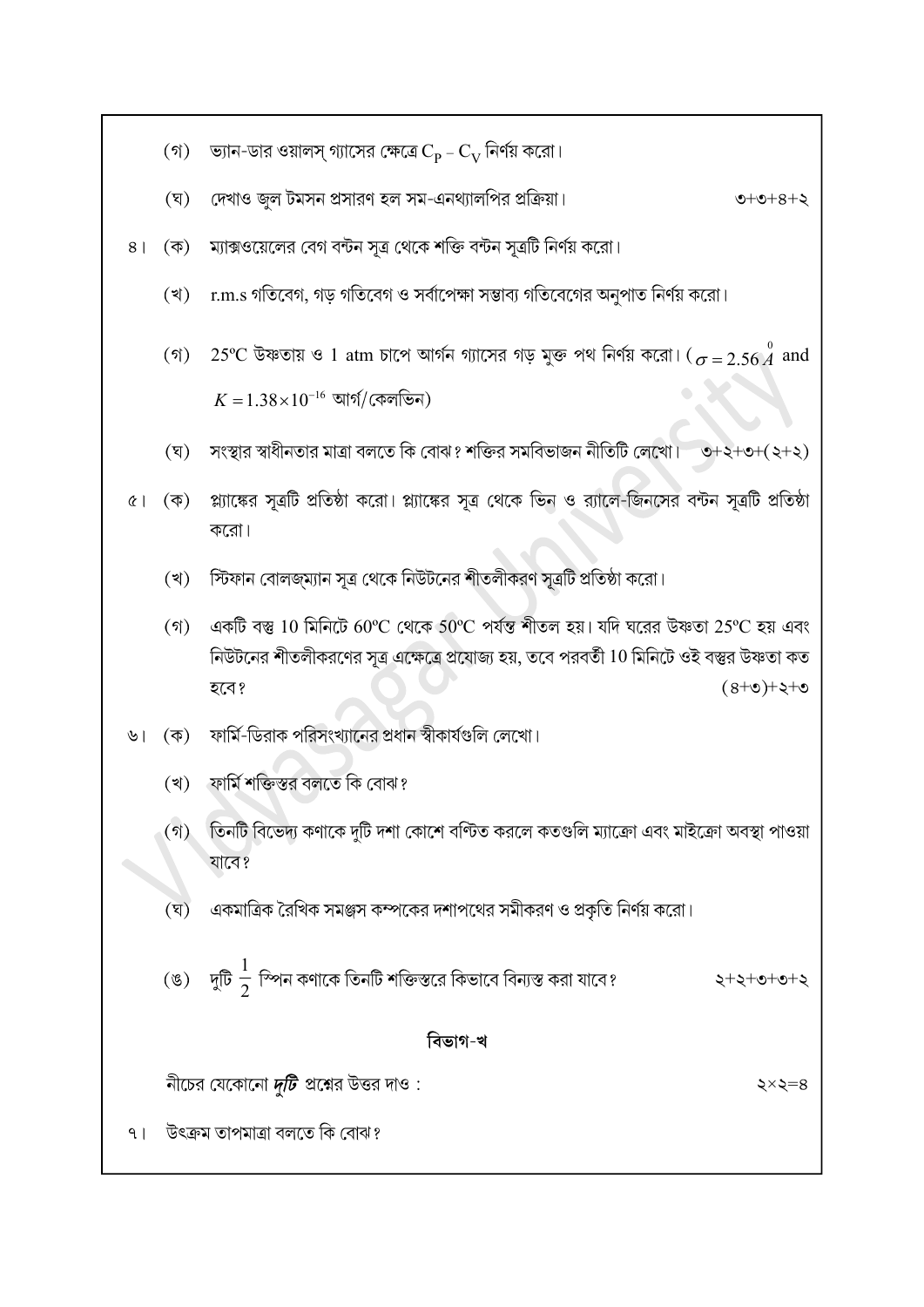(গ) ভ্যান-ডার ওয়ালস্ গ্যাসের ক্ষেত্রে $C_P - C_V$ নির্ণয় করো।

(ঘ) দেখাও জুল টমসন প্রসারণ হল সম-এনথ্যালপির প্রক্রিয়া। ৩+৩+৪+২

৪। (ক) ম্যাক্সওয়েলের বেগ বন্টন সূত্র থেকে শক্তি বন্টন সূত্রটি নির্ণয় করো।

(খ) r.m.s গতিবেগ, গড় গতিবেগ ও সর্বাপেক্ষা সম্ভাব্য গতিবেগের অনুপাত নির্ণয় করো।

(গ) 25ºC উষ্ণতায় ও 1 atm চাপে আর্গন গ্যাসের গড় মুক্ত পথ নির্ণয় করো। ($\sigma = 2.56\overset{0}{A}$ and $K = 1.38 \times 10^{-16}$ আর্গ/কেলভিন)

(ঘ) সংস্থার স্বাধীনতার মাত্রা বলতে কি বোঝ? শক্তির সমবিভাজন নীতিটি লেখো। ৩+২+৩+(২+২)

৫। (ক) প্ল্যাঙ্কের সূত্রটি প্রতিষ্ঠা করো। প্ল্যাঙ্কের সূত্র থেকে ভিন ও র‍্যালে-জিনসের বন্টন সূত্রটি প্রতিষ্ঠা করো।

(খ) স্টিফান বোলজ্‌ম্যান সূত্র থেকে নিউটনের শীতলীকরণ সূত্রটি প্রতিষ্ঠা করো।

(গ) একটি বস্তু 10 মিনিটে 60ºC থেকে 50ºC পর্যন্ত শীতল হয়। যদি ঘরের উষ্ণতা 25ºC হয় এবং নিউটনের শীতলীকরণের সূত্র এক্ষেত্রে প্রযোজ্য হয়, তবে পরবর্তী 10 মিনিটে ওই বস্তুর উষ্ণতা কত হবে? (৪+৩)+২+৩

৬। (ক) ফার্মি-ডিরাক পরিসংখ্যানের প্রধান স্বীকার্যগুলি লেখো।

(খ) ফার্মি শক্তিস্তর বলতে কি বোঝ?

(গ) তিনটি বিভেদ্য কণাকে দুটি দশা কোশে বণ্টিত করলে কতগুলি ম্যাক্রো এবং মাইক্রো অবস্থা পাওয়া যাবে?

(ঘ) একমাত্রিক রৈখিক সমঞ্জস কম্পকের দশাপথের সমীকরণ ও প্রকৃতি নির্ণয় করো।

(ঙ) দুটি $\frac{1}{2}$ স্পিন কণাকে তিনটি শক্তিস্তরে কিভাবে বিন্যস্ত করা যাবে? ২+২+৩+৩+২

## বিভাগ-খ

নীচের যেকোনো ***দুটি*** প্রশ্নের উত্তর দাও : ২×২=৪

৭। উৎক্রম তাপমাত্রা বলতে কি বোঝ?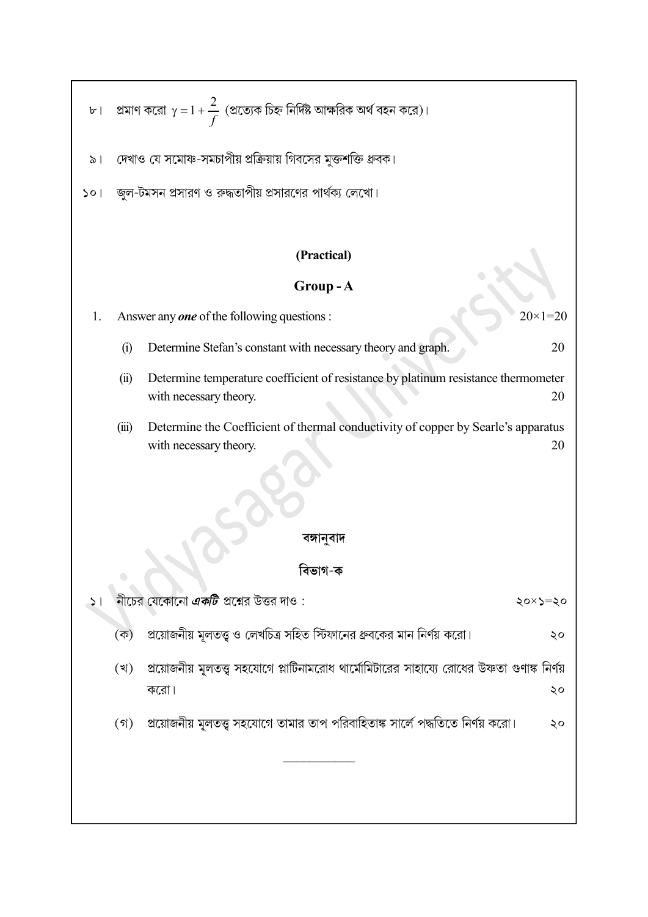৮। প্রমাণ করো $\gamma = 1 + \frac{2}{f}$ (প্রত্যেক চিহ্ন নির্দিষ্ট আক্ষরিক অর্থ বহন করে)।

৯। দেখাও যে সমোষ্ণ-সমচাপীয় প্রক্রিয়ায় গিবসের মুক্তশক্তি ধ্রুবক।

১০। জুল-টমসন প্রসারণ ও রুদ্ধতাপীয় প্রসারণের পার্থক্য লেখো।

## (Practical)

### Group - A

1. Answer any ***one*** of the following questions : 20×1=20

   (i) Determine Stefan's constant with necessary theory and graph. 20

   (ii) Determine temperature coefficient of resistance by platinum resistance thermometer with necessary theory. 20

   (iii) Determine the Coefficient of thermal conductivity of copper by Searle's apparatus with necessary theory. 20

## বঙ্গানুবাদ

### বিভাগ-ক

১। নীচের যেকোনো ***একটি*** প্রশ্নের উত্তর দাও : ২০×১=২০

   (ক) প্রয়োজনীয় মূলতত্ত্ব ও লেখচিত্র সহিত স্টিফানের ধ্রুবকের মান নির্ণয় করো। ২০

   (খ) প্রয়োজনীয় মূলতত্ত্ব সহযোগে প্লাটিনামরোধ থার্মোমিটারের সাহায্যে রোধের উষ্ণতা গুণাঙ্ক নির্ণয় করো। ২০

   (গ) প্রয়োজনীয় মূলতত্ত্ব সহযোগে তামার তাপ পরিবাহিতাঙ্ক সার্লে পদ্ধতিতে নির্ণয় করো। ২০